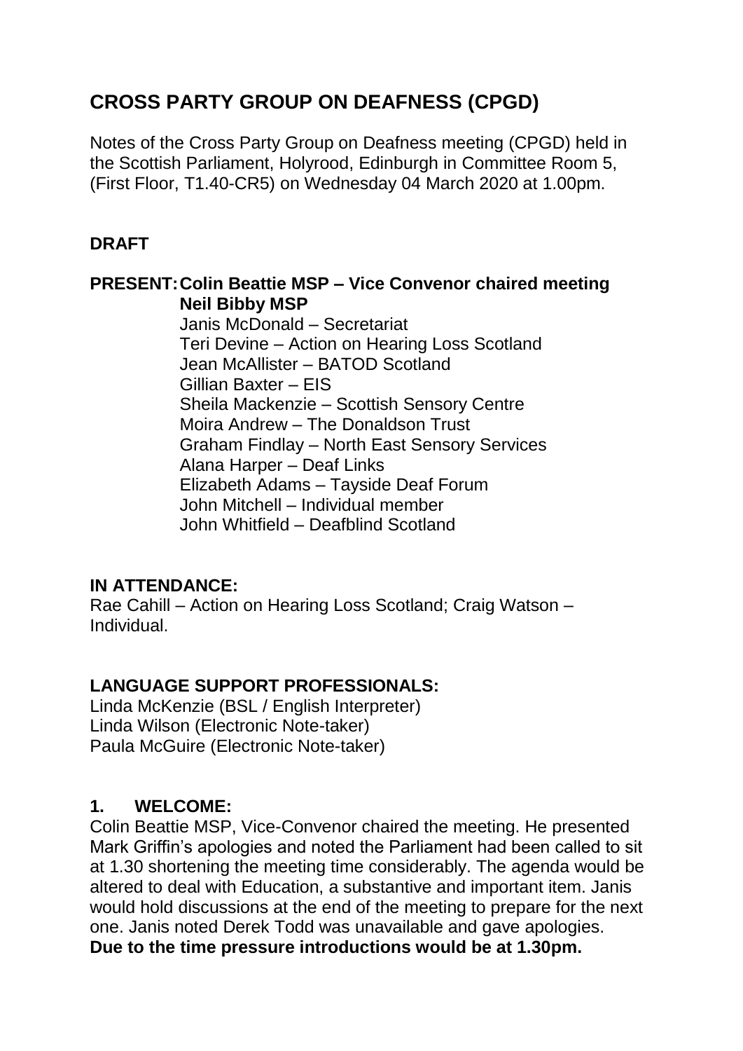# CROSS PARTY GROUP ON DEAFNESS (CPGD)

Notes of the Cross Party Group on Deafness meeting (CPGD) held in the Scottish Parliament, Holyrood, Edinburgh in Committee Room 5, (First Floor, T1.40-CR5) on Wednesday 04 March 2020 at 1.00pm.

## DRAFT

**PRESENT:** **Colin Beattie MSP – Vice Convenor chaired meeting**
**Neil Bibby MSP**
Janis McDonald – Secretariat
Teri Devine – Action on Hearing Loss Scotland
Jean McAllister – BATOD Scotland
Gillian Baxter – EIS
Sheila Mackenzie – Scottish Sensory Centre
Moira Andrew – The Donaldson Trust
Graham Findlay – North East Sensory Services
Alana Harper – Deaf Links
Elizabeth Adams – Tayside Deaf Forum
John Mitchell – Individual member
John Whitfield – Deafblind Scotland

**IN ATTENDANCE:**
Rae Cahill – Action on Hearing Loss Scotland; Craig Watson – Individual.

**LANGUAGE SUPPORT PROFESSIONALS:**
Linda McKenzie (BSL / English Interpreter)
Linda Wilson (Electronic Note-taker)
Paula McGuire (Electronic Note-taker)

## 1. WELCOME:

Colin Beattie MSP, Vice-Convenor chaired the meeting. He presented Mark Griffin's apologies and noted the Parliament had been called to sit at 1.30 shortening the meeting time considerably. The agenda would be altered to deal with Education, a substantive and important item. Janis would hold discussions at the end of the meeting to prepare for the next one. Janis noted Derek Todd was unavailable and gave apologies.
**Due to the time pressure introductions would be at 1.30pm.**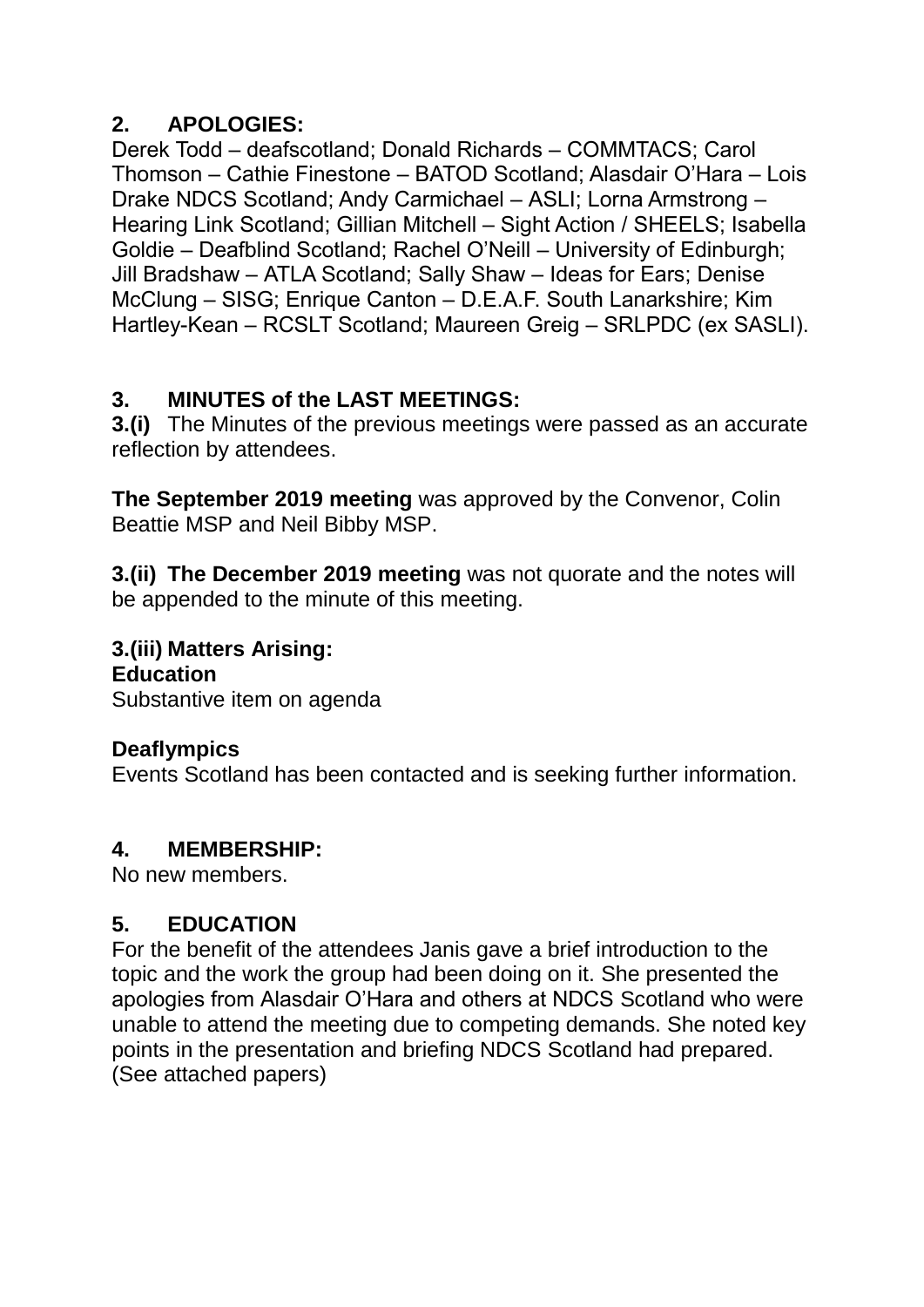## 2. APOLOGIES:

Derek Todd – deafscotland; Donald Richards – COMMTACS; Carol Thomson – Cathie Finestone – BATOD Scotland; Alasdair O'Hara – Lois Drake NDCS Scotland; Andy Carmichael – ASLI; Lorna Armstrong – Hearing Link Scotland; Gillian Mitchell – Sight Action / SHEELS; Isabella Goldie – Deafblind Scotland; Rachel O'Neill – University of Edinburgh; Jill Bradshaw – ATLA Scotland; Sally Shaw – Ideas for Ears; Denise McClung – SISG; Enrique Canton – D.E.A.F. South Lanarkshire; Kim Hartley-Kean – RCSLT Scotland; Maureen Greig – SRLPDC (ex SASLI).

## 3. MINUTES of the LAST MEETINGS:

**3.(i)** The Minutes of the previous meetings were passed as an accurate reflection by attendees.

**The September 2019 meeting** was approved by the Convenor, Colin Beattie MSP and Neil Bibby MSP.

**3.(ii) The December 2019 meeting** was not quorate and the notes will be appended to the minute of this meeting.

**3.(iii) Matters Arising:**

**Education**

Substantive item on agenda

**Deaflympics**

Events Scotland has been contacted and is seeking further information.

## 4. MEMBERSHIP:

No new members.

## 5. EDUCATION

For the benefit of the attendees Janis gave a brief introduction to the topic and the work the group had been doing on it. She presented the apologies from Alasdair O'Hara and others at NDCS Scotland who were unable to attend the meeting due to competing demands. She noted key points in the presentation and briefing NDCS Scotland had prepared. (See attached papers)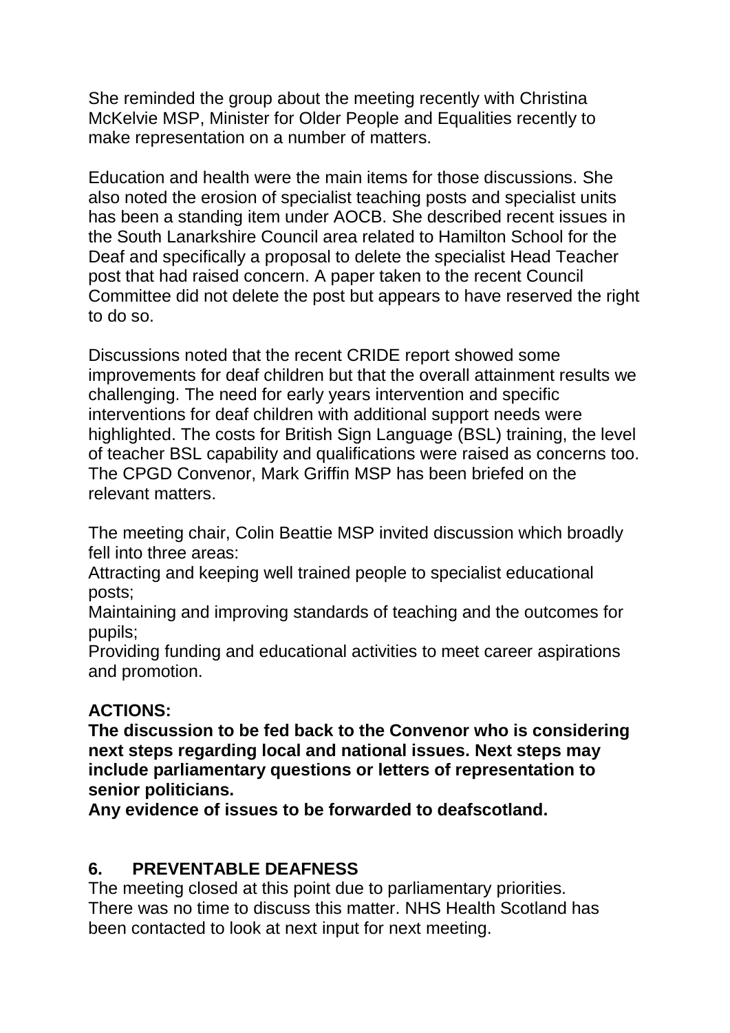She reminded the group about the meeting recently with Christina McKelvie MSP, Minister for Older People and Equalities recently to make representation on a number of matters.

Education and health were the main items for those discussions. She also noted the erosion of specialist teaching posts and specialist units has been a standing item under AOCB. She described recent issues in the South Lanarkshire Council area related to Hamilton School for the Deaf and specifically a proposal to delete the specialist Head Teacher post that had raised concern. A paper taken to the recent Council Committee did not delete the post but appears to have reserved the right to do so.

Discussions noted that the recent CRIDE report showed some improvements for deaf children but that the overall attainment results we challenging. The need for early years intervention and specific interventions for deaf children with additional support needs were highlighted. The costs for British Sign Language (BSL) training, the level of teacher BSL capability and qualifications were raised as concerns too. The CPGD Convenor, Mark Griffin MSP has been briefed on the relevant matters.

The meeting chair, Colin Beattie MSP invited discussion which broadly fell into three areas:

Attracting and keeping well trained people to specialist educational posts;

Maintaining and improving standards of teaching and the outcomes for pupils;

Providing funding and educational activities to meet career aspirations and promotion.

**ACTIONS:**
**The discussion to be fed back to the Convenor who is considering next steps regarding local and national issues. Next steps may include parliamentary questions or letters of representation to senior politicians.**
**Any evidence of issues to be forwarded to deafscotland.**

## 6. PREVENTABLE DEAFNESS

The meeting closed at this point due to parliamentary priorities. There was no time to discuss this matter. NHS Health Scotland has been contacted to look at next input for next meeting.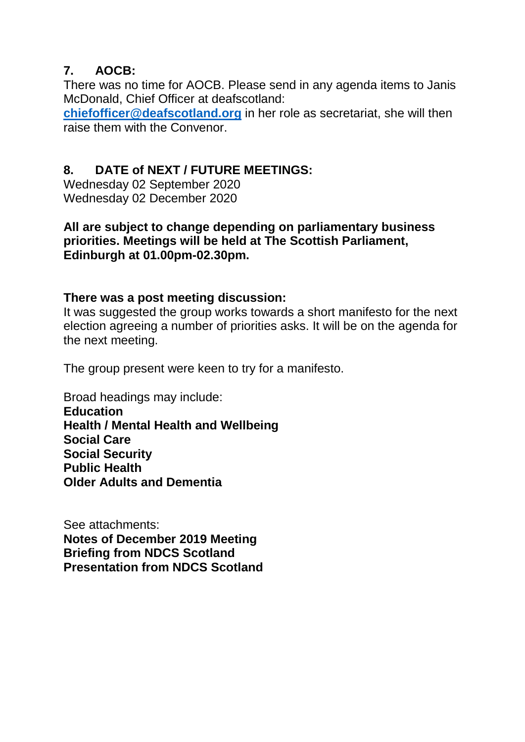## 7. AOCB:

There was no time for AOCB. Please send in any agenda items to Janis McDonald, Chief Officer at deafscotland: **chiefofficer@deafscotland.org** in her role as secretariat, she will then raise them with the Convenor.

## 8. DATE of NEXT / FUTURE MEETINGS:

Wednesday 02 September 2020
Wednesday 02 December 2020

**All are subject to change depending on parliamentary business priorities. Meetings will be held at The Scottish Parliament, Edinburgh at 01.00pm-02.30pm.**

**There was a post meeting discussion:**
It was suggested the group works towards a short manifesto for the next election agreeing a number of priorities asks. It will be on the agenda for the next meeting.

The group present were keen to try for a manifesto.

Broad headings may include:
**Education**
**Health / Mental Health and Wellbeing**
**Social Care**
**Social Security**
**Public Health**
**Older Adults and Dementia**

See attachments:
**Notes of December 2019 Meeting**
**Briefing from NDCS Scotland**
**Presentation from NDCS Scotland**